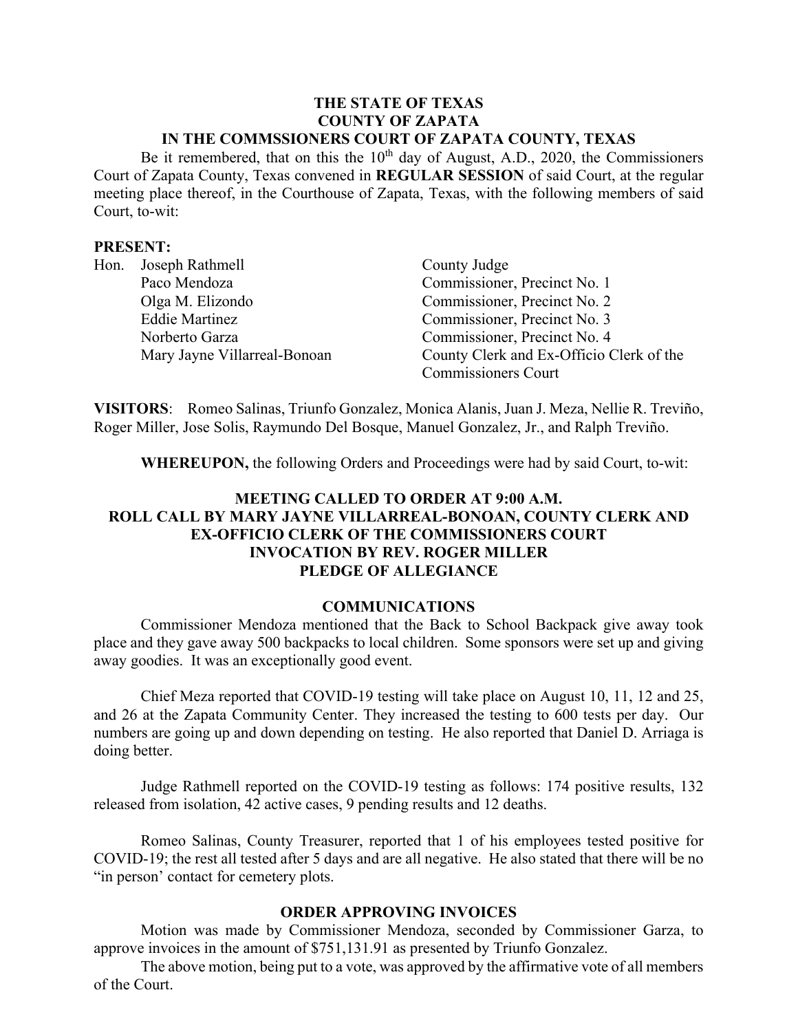**THE STATE OF TEXAS**
**COUNTY OF ZAPATA**
**IN THE COMMSSIONERS COURT OF ZAPATA COUNTY, TEXAS**

Be it remembered, that on this the 10th day of August, A.D., 2020, the Commissioners Court of Zapata County, Texas convened in **REGULAR SESSION** of said Court, at the regular meeting place thereof, in the Courthouse of Zapata, Texas, with the following members of said Court, to-wit:

**PRESENT:**

| | | |
|---|---|---|
| Hon. | Joseph Rathmell | County Judge |
| | Paco Mendoza | Commissioner, Precinct No. 1 |
| | Olga M. Elizondo | Commissioner, Precinct No. 2 |
| | Eddie Martinez | Commissioner, Precinct No. 3 |
| | Norberto Garza | Commissioner, Precinct No. 4 |
| | Mary Jayne Villarreal-Bonoan | County Clerk and Ex-Officio Clerk of the Commissioners Court |

**VISITORS**: Romeo Salinas, Triunfo Gonzalez, Monica Alanis, Juan J. Meza, Nellie R. Treviño, Roger Miller, Jose Solis, Raymundo Del Bosque, Manuel Gonzalez, Jr., and Ralph Treviño.

**WHEREUPON,** the following Orders and Proceedings were had by said Court, to-wit:

**MEETING CALLED TO ORDER AT 9:00 A.M.**
**ROLL CALL BY MARY JAYNE VILLARREAL-BONOAN, COUNTY CLERK AND EX-OFFICIO CLERK OF THE COMMISSIONERS COURT**
**INVOCATION BY REV. ROGER MILLER**
**PLEDGE OF ALLEGIANCE**

**COMMUNICATIONS**

Commissioner Mendoza mentioned that the Back to School Backpack give away took place and they gave away 500 backpacks to local children. Some sponsors were set up and giving away goodies. It was an exceptionally good event.

Chief Meza reported that COVID-19 testing will take place on August 10, 11, 12 and 25, and 26 at the Zapata Community Center. They increased the testing to 600 tests per day. Our numbers are going up and down depending on testing. He also reported that Daniel D. Arriaga is doing better.

Judge Rathmell reported on the COVID-19 testing as follows: 174 positive results, 132 released from isolation, 42 active cases, 9 pending results and 12 deaths.

Romeo Salinas, County Treasurer, reported that 1 of his employees tested positive for COVID-19; the rest all tested after 5 days and are all negative. He also stated that there will be no "in person' contact for cemetery plots.

**ORDER APPROVING INVOICES**

Motion was made by Commissioner Mendoza, seconded by Commissioner Garza, to approve invoices in the amount of $751,131.91 as presented by Triunfo Gonzalez.

The above motion, being put to a vote, was approved by the affirmative vote of all members of the Court.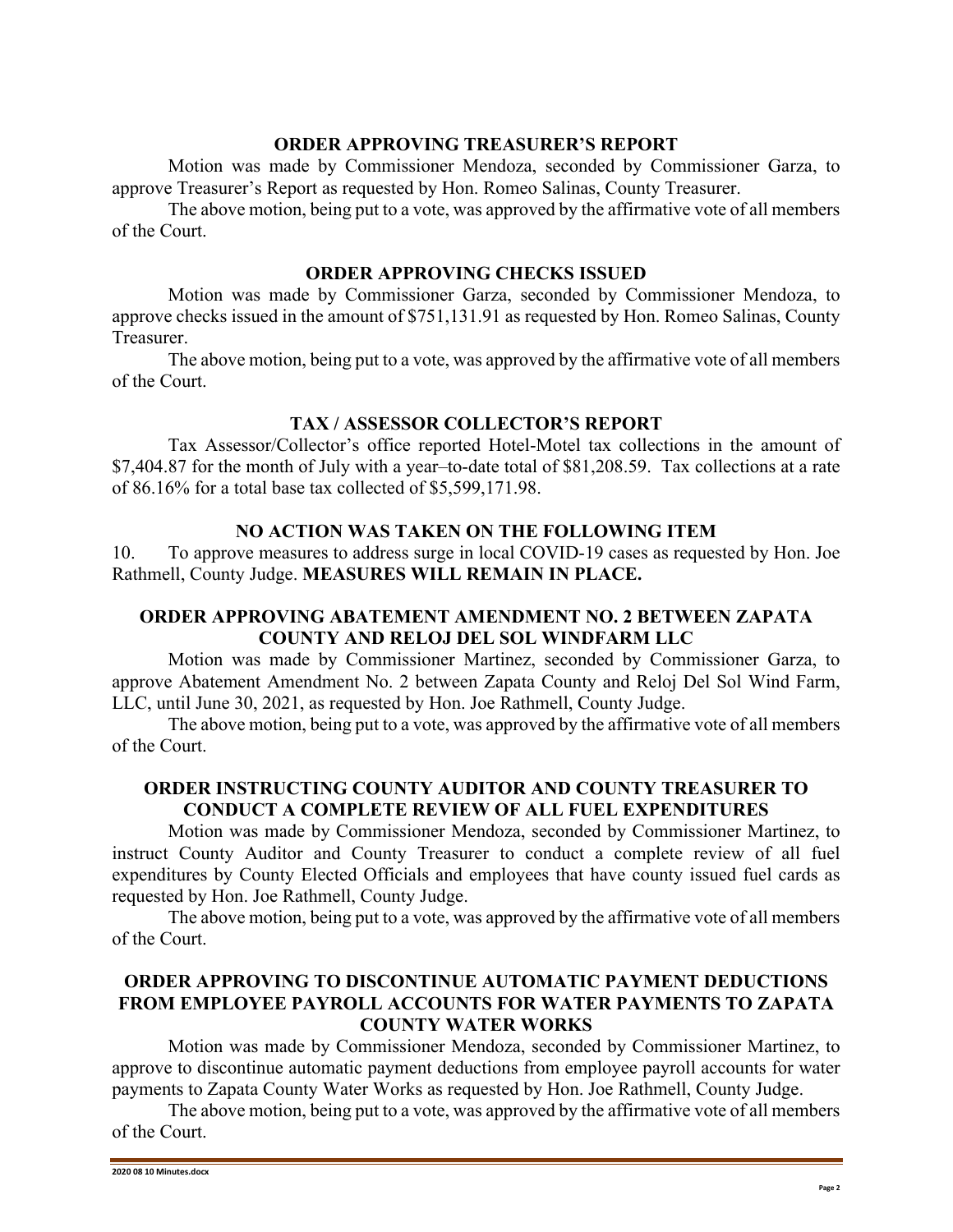## ORDER APPROVING TREASURER'S REPORT

Motion was made by Commissioner Mendoza, seconded by Commissioner Garza, to approve Treasurer's Report as requested by Hon. Romeo Salinas, County Treasurer.

The above motion, being put to a vote, was approved by the affirmative vote of all members of the Court.

## ORDER APPROVING CHECKS ISSUED

Motion was made by Commissioner Garza, seconded by Commissioner Mendoza, to approve checks issued in the amount of $751,131.91 as requested by Hon. Romeo Salinas, County Treasurer.

The above motion, being put to a vote, was approved by the affirmative vote of all members of the Court.

## TAX / ASSESSOR COLLECTOR'S REPORT

Tax Assessor/Collector's office reported Hotel-Motel tax collections in the amount of $7,404.87 for the month of July with a year–to-date total of $81,208.59. Tax collections at a rate of 86.16% for a total base tax collected of $5,599,171.98.

## NO ACTION WAS TAKEN ON THE FOLLOWING ITEM

10. To approve measures to address surge in local COVID-19 cases as requested by Hon. Joe Rathmell, County Judge. **MEASURES WILL REMAIN IN PLACE.**

## ORDER APPROVING ABATEMENT AMENDMENT NO. 2 BETWEEN ZAPATA COUNTY AND RELOJ DEL SOL WINDFARM LLC

Motion was made by Commissioner Martinez, seconded by Commissioner Garza, to approve Abatement Amendment No. 2 between Zapata County and Reloj Del Sol Wind Farm, LLC, until June 30, 2021, as requested by Hon. Joe Rathmell, County Judge.

The above motion, being put to a vote, was approved by the affirmative vote of all members of the Court.

## ORDER INSTRUCTING COUNTY AUDITOR AND COUNTY TREASURER TO CONDUCT A COMPLETE REVIEW OF ALL FUEL EXPENDITURES

Motion was made by Commissioner Mendoza, seconded by Commissioner Martinez, to instruct County Auditor and County Treasurer to conduct a complete review of all fuel expenditures by County Elected Officials and employees that have county issued fuel cards as requested by Hon. Joe Rathmell, County Judge.

The above motion, being put to a vote, was approved by the affirmative vote of all members of the Court.

## ORDER APPROVING TO DISCONTINUE AUTOMATIC PAYMENT DEDUCTIONS FROM EMPLOYEE PAYROLL ACCOUNTS FOR WATER PAYMENTS TO ZAPATA COUNTY WATER WORKS

Motion was made by Commissioner Mendoza, seconded by Commissioner Martinez, to approve to discontinue automatic payment deductions from employee payroll accounts for water payments to Zapata County Water Works as requested by Hon. Joe Rathmell, County Judge.

The above motion, being put to a vote, was approved by the affirmative vote of all members of the Court.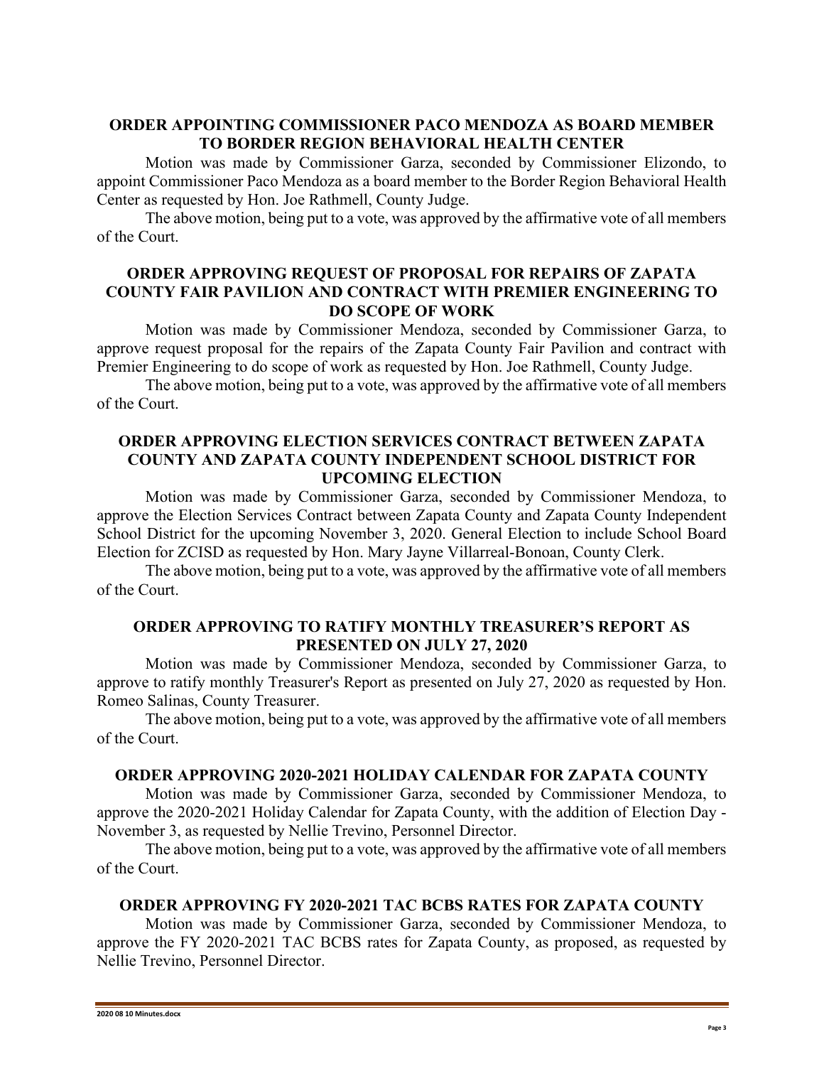**ORDER APPOINTING COMMISSIONER PACO MENDOZA AS BOARD MEMBER TO BORDER REGION BEHAVIORAL HEALTH CENTER**

Motion was made by Commissioner Garza, seconded by Commissioner Elizondo, to appoint Commissioner Paco Mendoza as a board member to the Border Region Behavioral Health Center as requested by Hon. Joe Rathmell, County Judge.

The above motion, being put to a vote, was approved by the affirmative vote of all members of the Court.

**ORDER APPROVING REQUEST OF PROPOSAL FOR REPAIRS OF ZAPATA COUNTY FAIR PAVILION AND CONTRACT WITH PREMIER ENGINEERING TO DO SCOPE OF WORK**

Motion was made by Commissioner Mendoza, seconded by Commissioner Garza, to approve request proposal for the repairs of the Zapata County Fair Pavilion and contract with Premier Engineering to do scope of work as requested by Hon. Joe Rathmell, County Judge.

The above motion, being put to a vote, was approved by the affirmative vote of all members of the Court.

**ORDER APPROVING ELECTION SERVICES CONTRACT BETWEEN ZAPATA COUNTY AND ZAPATA COUNTY INDEPENDENT SCHOOL DISTRICT FOR UPCOMING ELECTION**

Motion was made by Commissioner Garza, seconded by Commissioner Mendoza, to approve the Election Services Contract between Zapata County and Zapata County Independent School District for the upcoming November 3, 2020. General Election to include School Board Election for ZCISD as requested by Hon. Mary Jayne Villarreal-Bonoan, County Clerk.

The above motion, being put to a vote, was approved by the affirmative vote of all members of the Court.

**ORDER APPROVING TO RATIFY MONTHLY TREASURER'S REPORT AS PRESENTED ON JULY 27, 2020**

Motion was made by Commissioner Mendoza, seconded by Commissioner Garza, to approve to ratify monthly Treasurer's Report as presented on July 27, 2020 as requested by Hon. Romeo Salinas, County Treasurer.

The above motion, being put to a vote, was approved by the affirmative vote of all members of the Court.

**ORDER APPROVING 2020-2021 HOLIDAY CALENDAR FOR ZAPATA COUNTY**

Motion was made by Commissioner Garza, seconded by Commissioner Mendoza, to approve the 2020-2021 Holiday Calendar for Zapata County, with the addition of Election Day - November 3, as requested by Nellie Trevino, Personnel Director.

The above motion, being put to a vote, was approved by the affirmative vote of all members of the Court.

**ORDER APPROVING FY 2020-2021 TAC BCBS RATES FOR ZAPATA COUNTY**

Motion was made by Commissioner Garza, seconded by Commissioner Mendoza, to approve the FY 2020-2021 TAC BCBS rates for Zapata County, as proposed, as requested by Nellie Trevino, Personnel Director.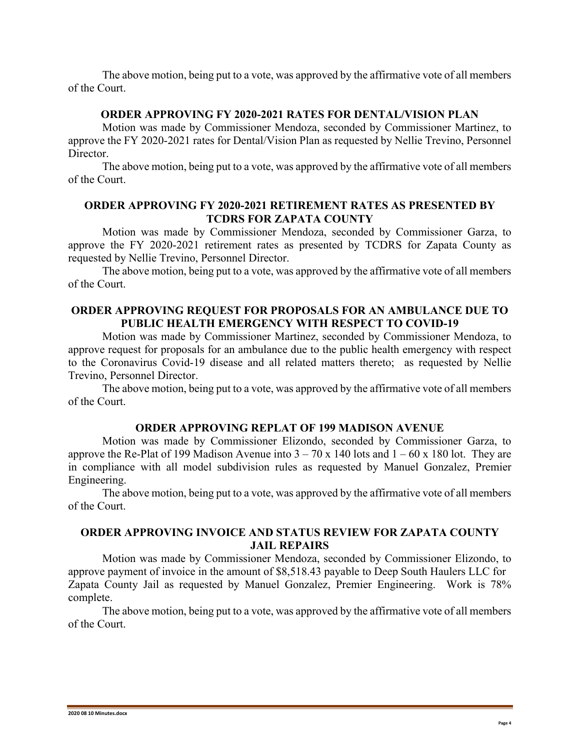The above motion, being put to a vote, was approved by the affirmative vote of all members of the Court.

**ORDER APPROVING FY 2020-2021 RATES FOR DENTAL/VISION PLAN**

Motion was made by Commissioner Mendoza, seconded by Commissioner Martinez, to approve the FY 2020-2021 rates for Dental/Vision Plan as requested by Nellie Trevino, Personnel Director.

The above motion, being put to a vote, was approved by the affirmative vote of all members of the Court.

**ORDER APPROVING FY 2020-2021 RETIREMENT RATES AS PRESENTED BY TCDRS FOR ZAPATA COUNTY**

Motion was made by Commissioner Mendoza, seconded by Commissioner Garza, to approve the FY 2020-2021 retirement rates as presented by TCDRS for Zapata County as requested by Nellie Trevino, Personnel Director.

The above motion, being put to a vote, was approved by the affirmative vote of all members of the Court.

**ORDER APPROVING REQUEST FOR PROPOSALS FOR AN AMBULANCE DUE TO PUBLIC HEALTH EMERGENCY WITH RESPECT TO COVID-19**

Motion was made by Commissioner Martinez, seconded by Commissioner Mendoza, to approve request for proposals for an ambulance due to the public health emergency with respect to the Coronavirus Covid-19 disease and all related matters thereto; as requested by Nellie Trevino, Personnel Director.

The above motion, being put to a vote, was approved by the affirmative vote of all members of the Court.

**ORDER APPROVING REPLAT OF 199 MADISON AVENUE**

Motion was made by Commissioner Elizondo, seconded by Commissioner Garza, to approve the Re-Plat of 199 Madison Avenue into 3 – 70 x 140 lots and 1 – 60 x 180 lot. They are in compliance with all model subdivision rules as requested by Manuel Gonzalez, Premier Engineering.

The above motion, being put to a vote, was approved by the affirmative vote of all members of the Court.

**ORDER APPROVING INVOICE AND STATUS REVIEW FOR ZAPATA COUNTY JAIL REPAIRS**

Motion was made by Commissioner Mendoza, seconded by Commissioner Elizondo, to approve payment of invoice in the amount of $8,518.43 payable to Deep South Haulers LLC for Zapata County Jail as requested by Manuel Gonzalez, Premier Engineering. Work is 78% complete.

The above motion, being put to a vote, was approved by the affirmative vote of all members of the Court.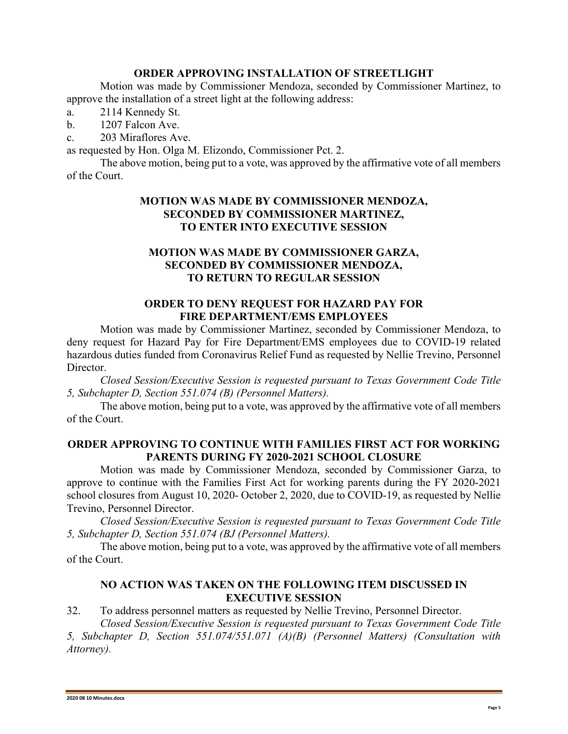**ORDER APPROVING INSTALLATION OF STREETLIGHT**

Motion was made by Commissioner Mendoza, seconded by Commissioner Martinez, to approve the installation of a street light at the following address:

a. 2114 Kennedy St.

b. 1207 Falcon Ave.

c. 203 Miraflores Ave.

as requested by Hon. Olga M. Elizondo, Commissioner Pct. 2.

The above motion, being put to a vote, was approved by the affirmative vote of all members of the Court.

**MOTION WAS MADE BY COMMISSIONER MENDOZA, SECONDED BY COMMISSIONER MARTINEZ, TO ENTER INTO EXECUTIVE SESSION**

**MOTION WAS MADE BY COMMISSIONER GARZA, SECONDED BY COMMISSIONER MENDOZA, TO RETURN TO REGULAR SESSION**

**ORDER TO DENY REQUEST FOR HAZARD PAY FOR FIRE DEPARTMENT/EMS EMPLOYEES**

Motion was made by Commissioner Martinez, seconded by Commissioner Mendoza, to deny request for Hazard Pay for Fire Department/EMS employees due to COVID-19 related hazardous duties funded from Coronavirus Relief Fund as requested by Nellie Trevino, Personnel Director.

*Closed Session/Executive Session is requested pursuant to Texas Government Code Title 5, Subchapter D, Section 551.074 (B) (Personnel Matters).*

The above motion, being put to a vote, was approved by the affirmative vote of all members of the Court.

**ORDER APPROVING TO CONTINUE WITH FAMILIES FIRST ACT FOR WORKING PARENTS DURING FY 2020-2021 SCHOOL CLOSURE**

Motion was made by Commissioner Mendoza, seconded by Commissioner Garza, to approve to continue with the Families First Act for working parents during the FY 2020-2021 school closures from August 10, 2020- October 2, 2020, due to COVID-19, as requested by Nellie Trevino, Personnel Director.

*Closed Session/Executive Session is requested pursuant to Texas Government Code Title 5, Subchapter D, Section 551.074 (BJ (Personnel Matters).*

The above motion, being put to a vote, was approved by the affirmative vote of all members of the Court.

**NO ACTION WAS TAKEN ON THE FOLLOWING ITEM DISCUSSED IN EXECUTIVE SESSION**

32. To address personnel matters as requested by Nellie Trevino, Personnel Director.

*Closed Session/Executive Session is requested pursuant to Texas Government Code Title 5, Subchapter D, Section 551.074/551.071 (A)(B) (Personnel Matters) (Consultation with Attorney).*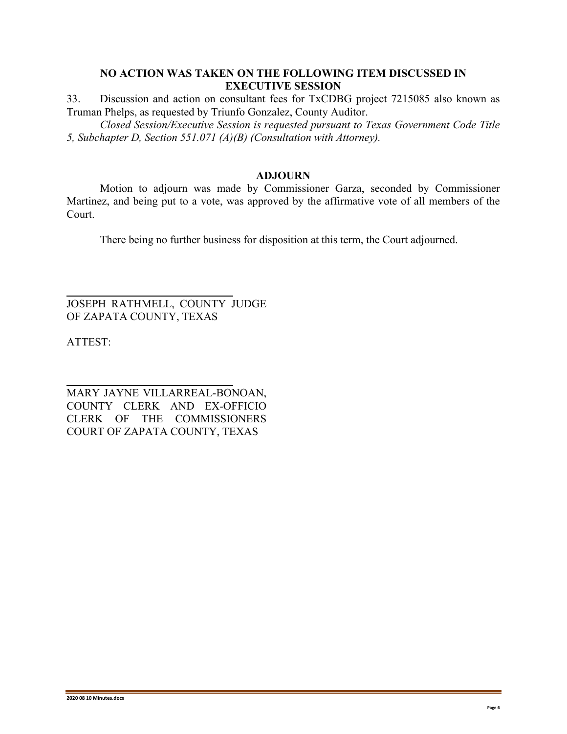**NO ACTION WAS TAKEN ON THE FOLLOWING ITEM DISCUSSED IN EXECUTIVE SESSION**

33. Discussion and action on consultant fees for TxCDBG project 7215085 also known as Truman Phelps, as requested by Triunfo Gonzalez, County Auditor.

*Closed Session/Executive Session is requested pursuant to Texas Government Code Title 5, Subchapter D, Section 551.071 (A)(B) (Consultation with Attorney).*

**ADJOURN**

Motion to adjourn was made by Commissioner Garza, seconded by Commissioner Martinez, and being put to a vote, was approved by the affirmative vote of all members of the Court.

There being no further business for disposition at this term, the Court adjourned.

JOSEPH RATHMELL, COUNTY JUDGE
OF ZAPATA COUNTY, TEXAS

ATTEST:

MARY JAYNE VILLARREAL-BONOAN,
COUNTY CLERK AND EX-OFFICIO
CLERK OF THE COMMISSIONERS
COURT OF ZAPATA COUNTY, TEXAS